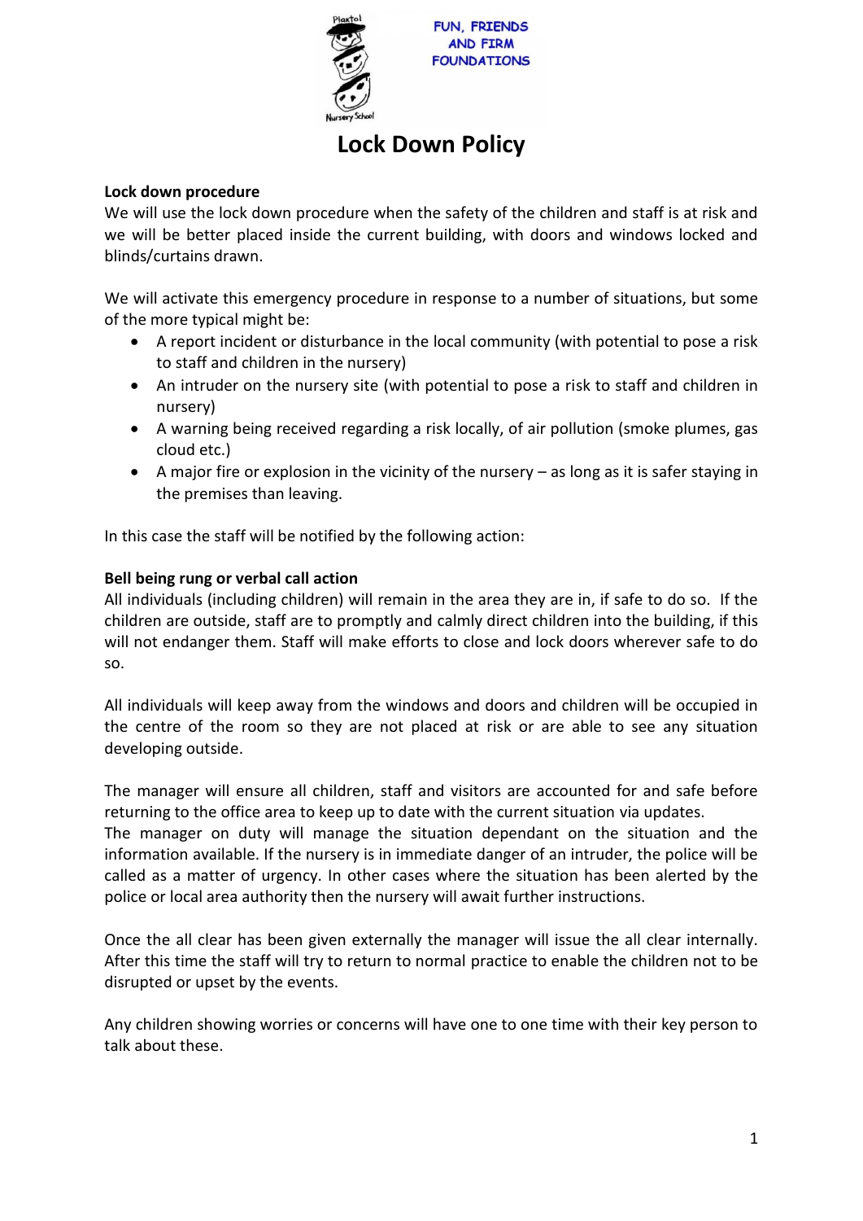FUN, FRIENDS AND FIRM FOUNDATIONS

# Lock Down Policy

**Lock down procedure**

We will use the lock down procedure when the safety of the children and staff is at risk and we will be better placed inside the current building, with doors and windows locked and blinds/curtains drawn.

We will activate this emergency procedure in response to a number of situations, but some of the more typical might be:

- A report incident or disturbance in the local community (with potential to pose a risk to staff and children in the nursery)
- An intruder on the nursery site (with potential to pose a risk to staff and children in nursery)
- A warning being received regarding a risk locally, of air pollution (smoke plumes, gas cloud etc.)
- A major fire or explosion in the vicinity of the nursery – as long as it is safer staying in the premises than leaving.

In this case the staff will be notified by the following action:

**Bell being rung or verbal call action**

All individuals (including children) will remain in the area they are in, if safe to do so. If the children are outside, staff are to promptly and calmly direct children into the building, if this will not endanger them. Staff will make efforts to close and lock doors wherever safe to do so.

All individuals will keep away from the windows and doors and children will be occupied in the centre of the room so they are not placed at risk or are able to see any situation developing outside.

The manager will ensure all children, staff and visitors are accounted for and safe before returning to the office area to keep up to date with the current situation via updates.
The manager on duty will manage the situation dependant on the situation and the information available. If the nursery is in immediate danger of an intruder, the police will be called as a matter of urgency. In other cases where the situation has been alerted by the police or local area authority then the nursery will await further instructions.

Once the all clear has been given externally the manager will issue the all clear internally. After this time the staff will try to return to normal practice to enable the children not to be disrupted or upset by the events.

Any children showing worries or concerns will have one to one time with their key person to talk about these.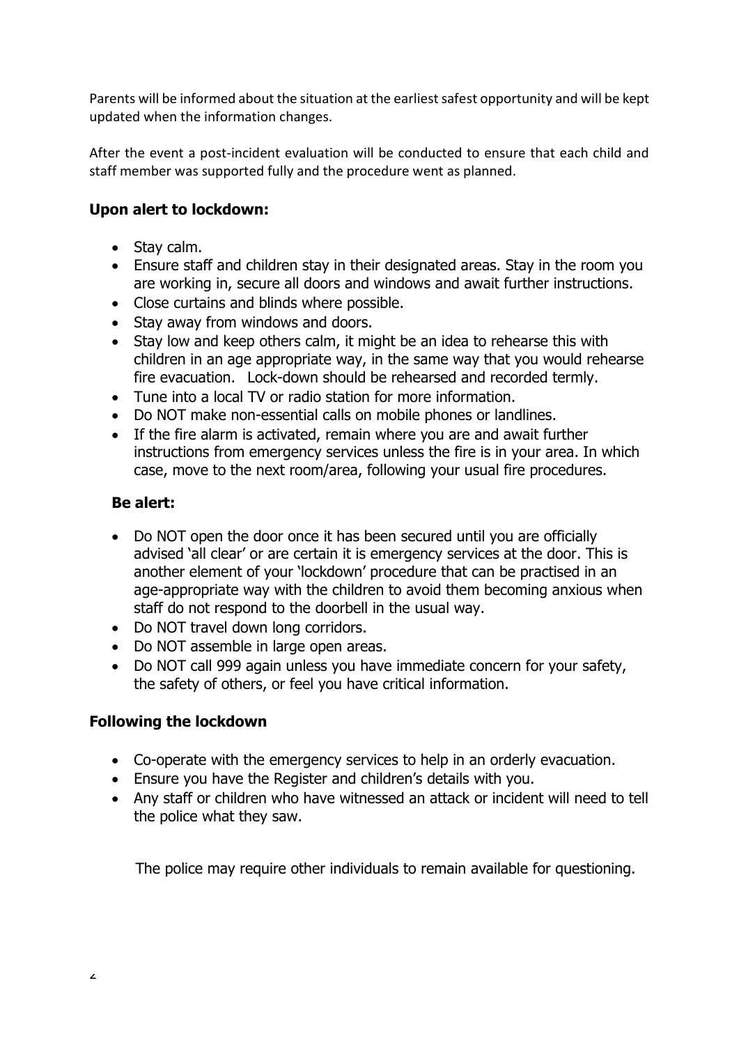Parents will be informed about the situation at the earliest safest opportunity and will be kept updated when the information changes.

After the event a post-incident evaluation will be conducted to ensure that each child and staff member was supported fully and the procedure went as planned.

### Upon alert to lockdown:

- Stay calm.
- Ensure staff and children stay in their designated areas. Stay in the room you are working in, secure all doors and windows and await further instructions.
- Close curtains and blinds where possible.
- Stay away from windows and doors.
- Stay low and keep others calm, it might be an idea to rehearse this with children in an age appropriate way, in the same way that you would rehearse fire evacuation. Lock-down should be rehearsed and recorded termly.
- Tune into a local TV or radio station for more information.
- Do NOT make non-essential calls on mobile phones or landlines.
- If the fire alarm is activated, remain where you are and await further instructions from emergency services unless the fire is in your area. In which case, move to the next room/area, following your usual fire procedures.

#### Be alert:

- Do NOT open the door once it has been secured until you are officially advised 'all clear' or are certain it is emergency services at the door. This is another element of your 'lockdown' procedure that can be practised in an age-appropriate way with the children to avoid them becoming anxious when staff do not respond to the doorbell in the usual way.
- Do NOT travel down long corridors.
- Do NOT assemble in large open areas.
- Do NOT call 999 again unless you have immediate concern for your safety, the safety of others, or feel you have critical information.

### Following the lockdown

- Co-operate with the emergency services to help in an orderly evacuation.
- Ensure you have the Register and children's details with you.
- Any staff or children who have witnessed an attack or incident will need to tell the police what they saw.

The police may require other individuals to remain available for questioning.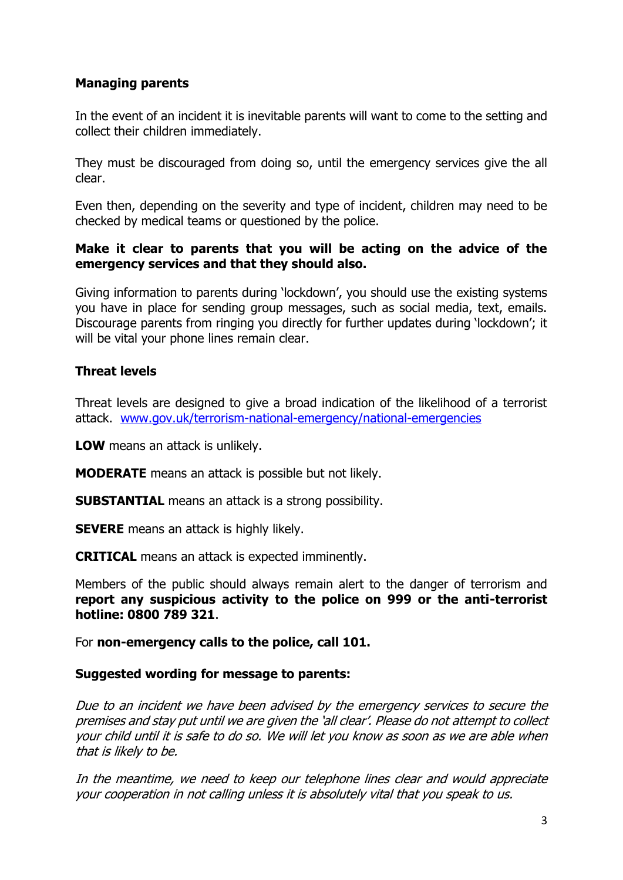## Managing parents

In the event of an incident it is inevitable parents will want to come to the setting and collect their children immediately.

They must be discouraged from doing so, until the emergency services give the all clear.

Even then, depending on the severity and type of incident, children may need to be checked by medical teams or questioned by the police.

**Make it clear to parents that you will be acting on the advice of the emergency services and that they should also.**

Giving information to parents during 'lockdown', you should use the existing systems you have in place for sending group messages, such as social media, text, emails. Discourage parents from ringing you directly for further updates during 'lockdown'; it will be vital your phone lines remain clear.

## Threat levels

Threat levels are designed to give a broad indication of the likelihood of a terrorist attack. [www.gov.uk/terrorism-national-emergency/national-emergencies](www.gov.uk/terrorism-national-emergency/national-emergencies)

**LOW** means an attack is unlikely.

**MODERATE** means an attack is possible but not likely.

**SUBSTANTIAL** means an attack is a strong possibility.

**SEVERE** means an attack is highly likely.

**CRITICAL** means an attack is expected imminently.

Members of the public should always remain alert to the danger of terrorism and **report any suspicious activity to the police on 999 or the anti-terrorist hotline: 0800 789 321**.

For **non-emergency calls to the police, call 101.**

## Suggested wording for message to parents:

*Due to an incident we have been advised by the emergency services to secure the premises and stay put until we are given the 'all clear'. Please do not attempt to collect your child until it is safe to do so. We will let you know as soon as we are able when that is likely to be.*

*In the meantime, we need to keep our telephone lines clear and would appreciate your cooperation in not calling unless it is absolutely vital that you speak to us.*